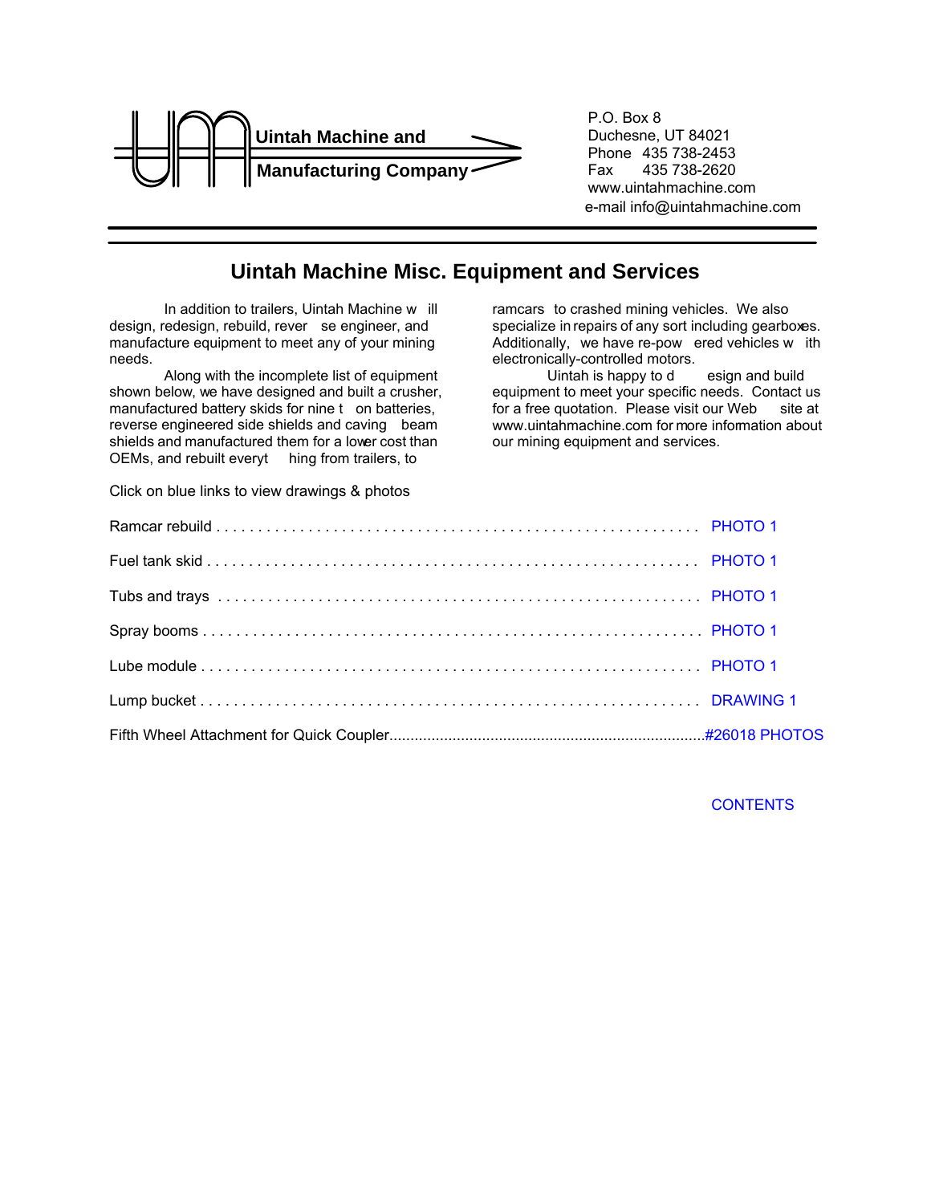**Uintah Machine and Manufacturing Company**

P.O. Box 8
Duchesne, UT 84021
Phone 435 738-2453
Fax 435 738-2620
www.uintahmachine.com
e-mail info@uintahmachine.com

# Uintah Machine Misc. Equipment and Services

In addition to trailers, Uintah Machine will design, redesign, rebuild, reverse engineer, and manufacture equipment to meet any of your mining needs.

Along with the incomplete list of equipment shown below, we have designed and built a crusher, manufactured battery skids for nine ton batteries, reverse engineered side shields and caving beam shields and manufactured them for a lower cost than OEMs, and rebuilt everything from trailers, to ramcars to crashed mining vehicles. We also specialize in repairs of any sort including gearboxes. Additionally, we have re-powered vehicles with electronically-controlled motors.

Uintah is happy to design and build equipment to meet your specific needs. Contact us for a free quotation. Please visit our Web site at www.uintahmachine.com for more information about our mining equipment and services.

Click on blue links to view drawings & photos

Ramcar rebuild . . . . . . . . . . . . . . . . . . . . . . . . . . . . . . . . . . . . . . PHOTO 1

Fuel tank skid . . . . . . . . . . . . . . . . . . . . . . . . . . . . . . . . . . . . . . PHOTO 1

Tubs and trays . . . . . . . . . . . . . . . . . . . . . . . . . . . . . . . . . . . . . . PHOTO 1

Spray booms . . . . . . . . . . . . . . . . . . . . . . . . . . . . . . . . . . . . . . PHOTO 1

Lube module . . . . . . . . . . . . . . . . . . . . . . . . . . . . . . . . . . . . . . PHOTO 1

Lump bucket . . . . . . . . . . . . . . . . . . . . . . . . . . . . . . . . . . . . . . DRAWING 1

Fifth Wheel Attachment for Quick Coupler........................................................................#26018 PHOTOS

CONTENTS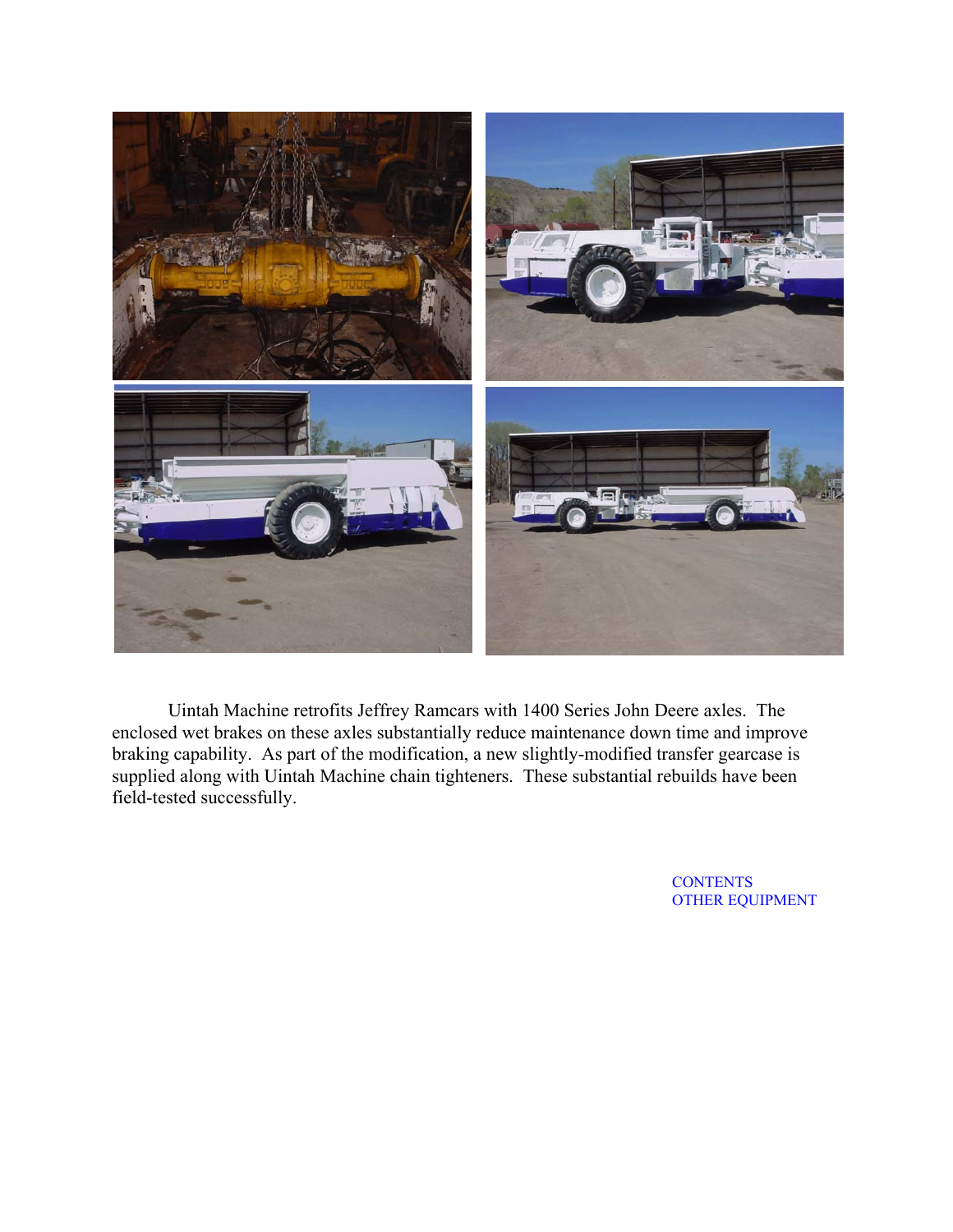Uintah Machine retrofits Jeffrey Ramcars with 1400 Series John Deere axles. The enclosed wet brakes on these axles substantially reduce maintenance down time and improve braking capability. As part of the modification, a new slightly-modified transfer gearcase is supplied along with Uintah Machine chain tighteners. These substantial rebuilds have been field-tested successfully.

CONTENTS
OTHER EQUIPMENT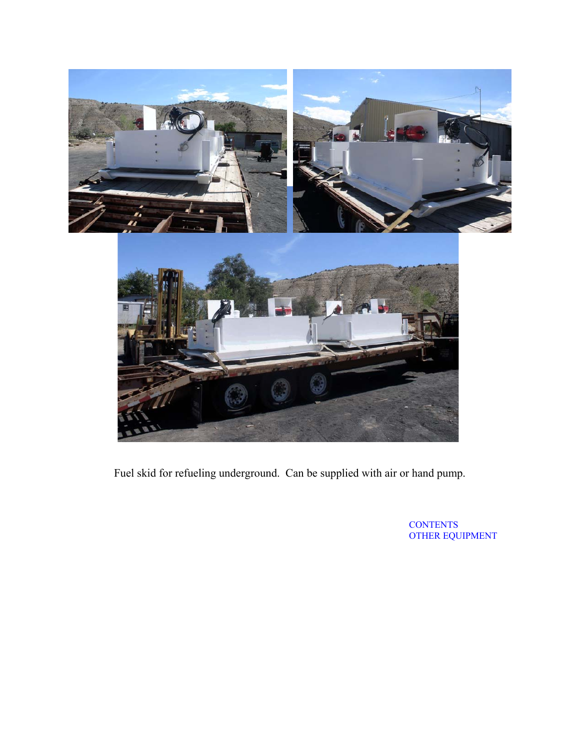Fuel skid for refueling underground. Can be supplied with air or hand pump.

CONTENTS
OTHER EQUIPMENT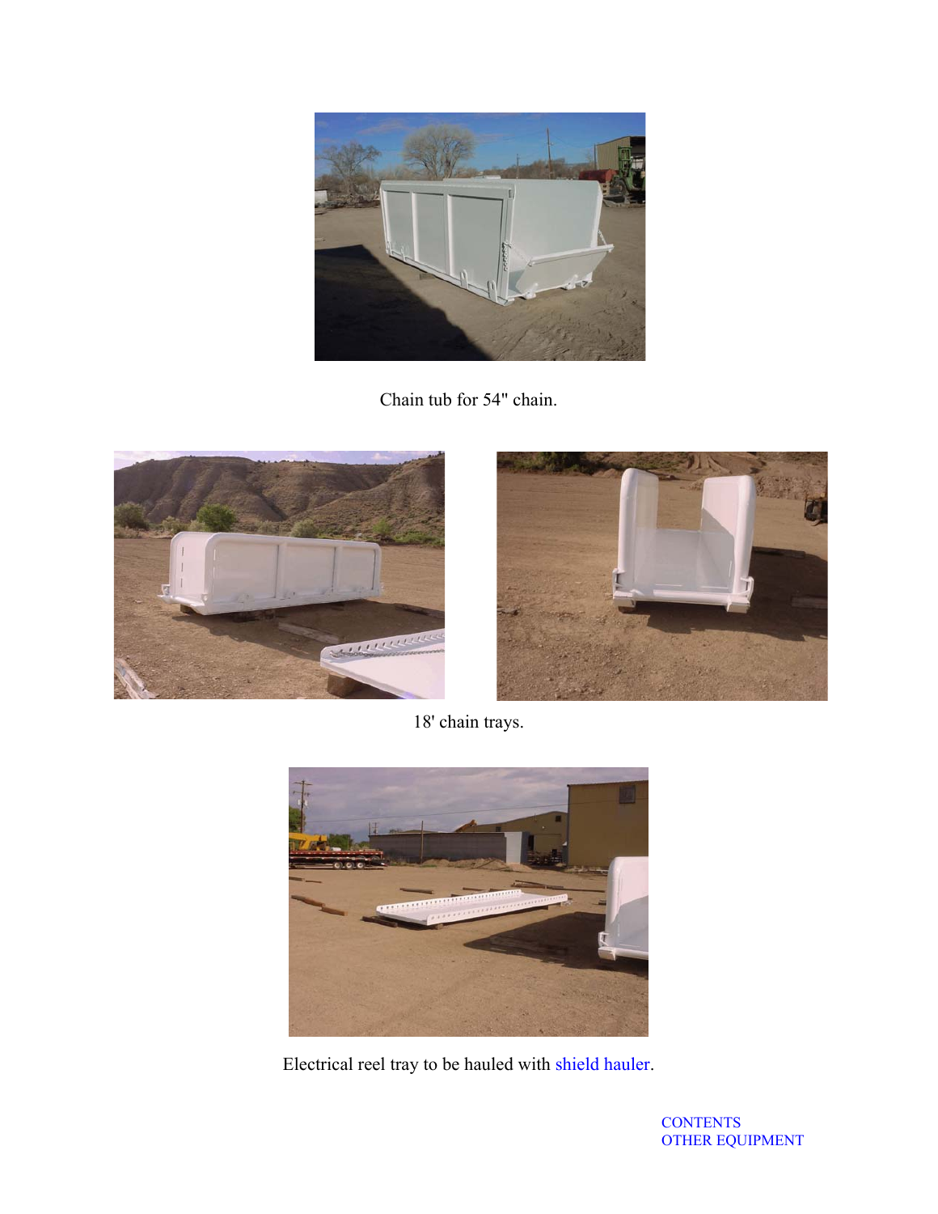Chain tub for 54" chain.

18' chain trays.

Electrical reel tray to be hauled with shield hauler.

CONTENTS
OTHER EQUIPMENT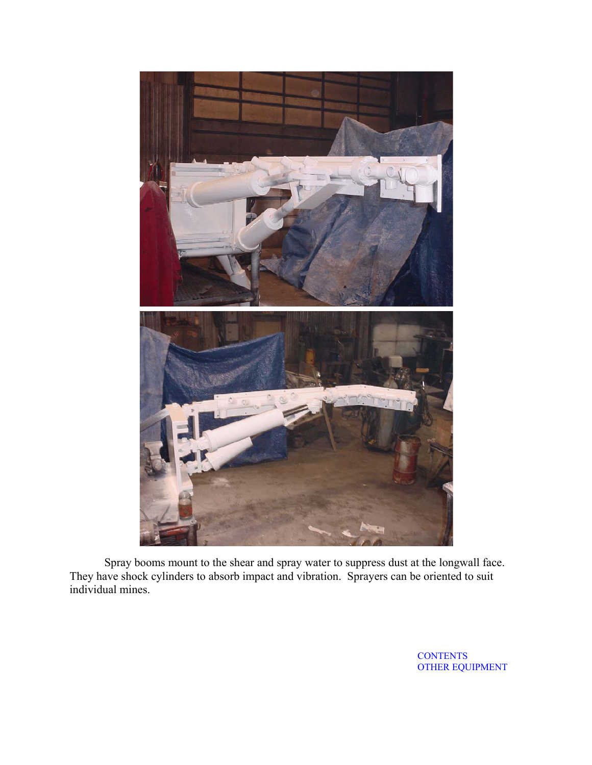Spray booms mount to the shear and spray water to suppress dust at the longwall face. They have shock cylinders to absorb impact and vibration. Sprayers can be oriented to suit individual mines.

CONTENTS
OTHER EQUIPMENT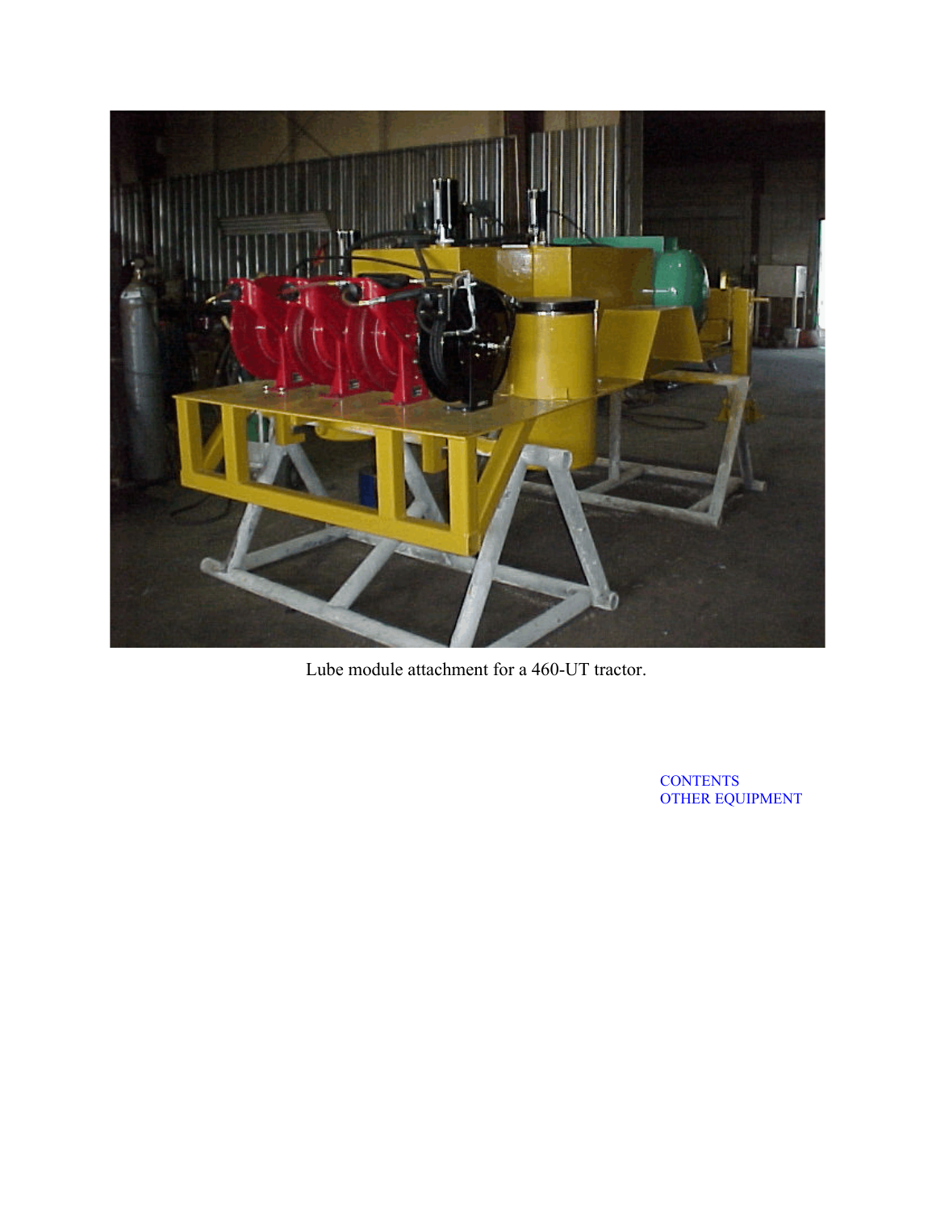Lube module attachment for a 460-UT tractor.

CONTENTS
OTHER EQUIPMENT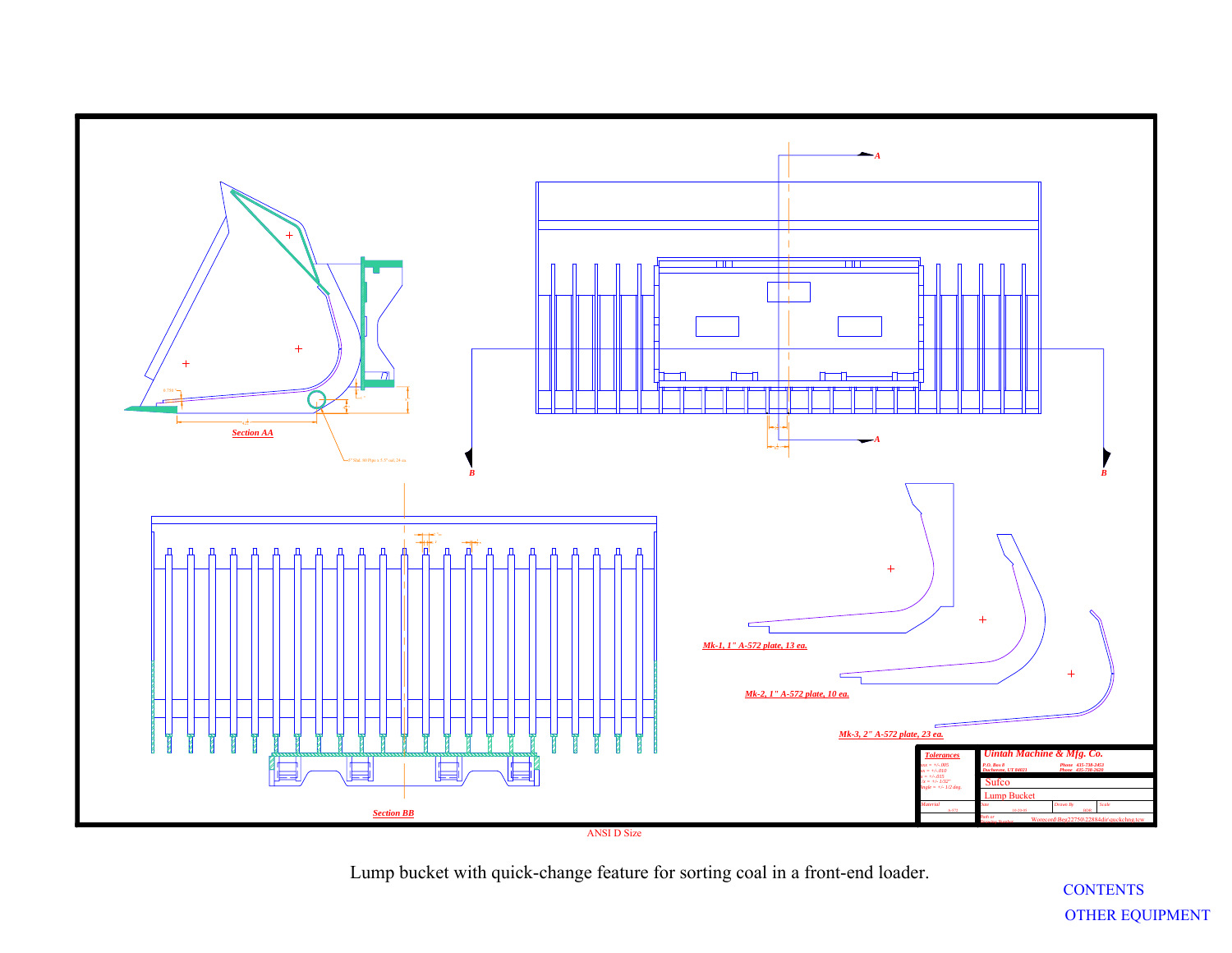**Section AA**

**Section BB**

**Mk-1, 1" A-572 plate, 13 ea.**

**Mk-2, 1" A-572 plate, 10 ea.**

**Mk-3, 2" A-572 plate, 23 ea.**

| Tolerances | Uintah Machine & Mfg. Co. |
|---|---|
| .xxx = +/-.005 | P.O. Box 8, Duchesne, UT 84021 |
| .xx = +/-.010 | Phone 435-738-2453 |
| .x = +/-.015 | Phone 435-738-2620 |
| frac = +/- 1/32" | Sufco |
| angle = +/- 1/2 deg. | Lump Bucket |
| Material | Date / Drawn By / Scale |
| | Woreconf\Beg22750\22884dir\quickchng.tcw |

ANSI D Size

Lump bucket with quick-change feature for sorting coal in a front-end loader.

CONTENTS

OTHER EQUIPMENT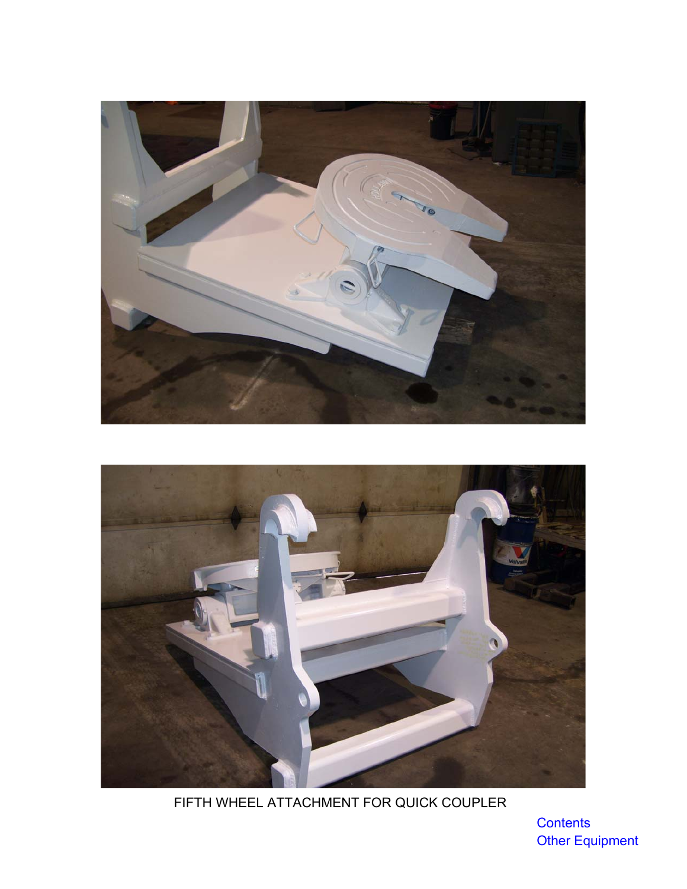FIFTH WHEEL ATTACHMENT FOR QUICK COUPLER

Contents
Other Equipment